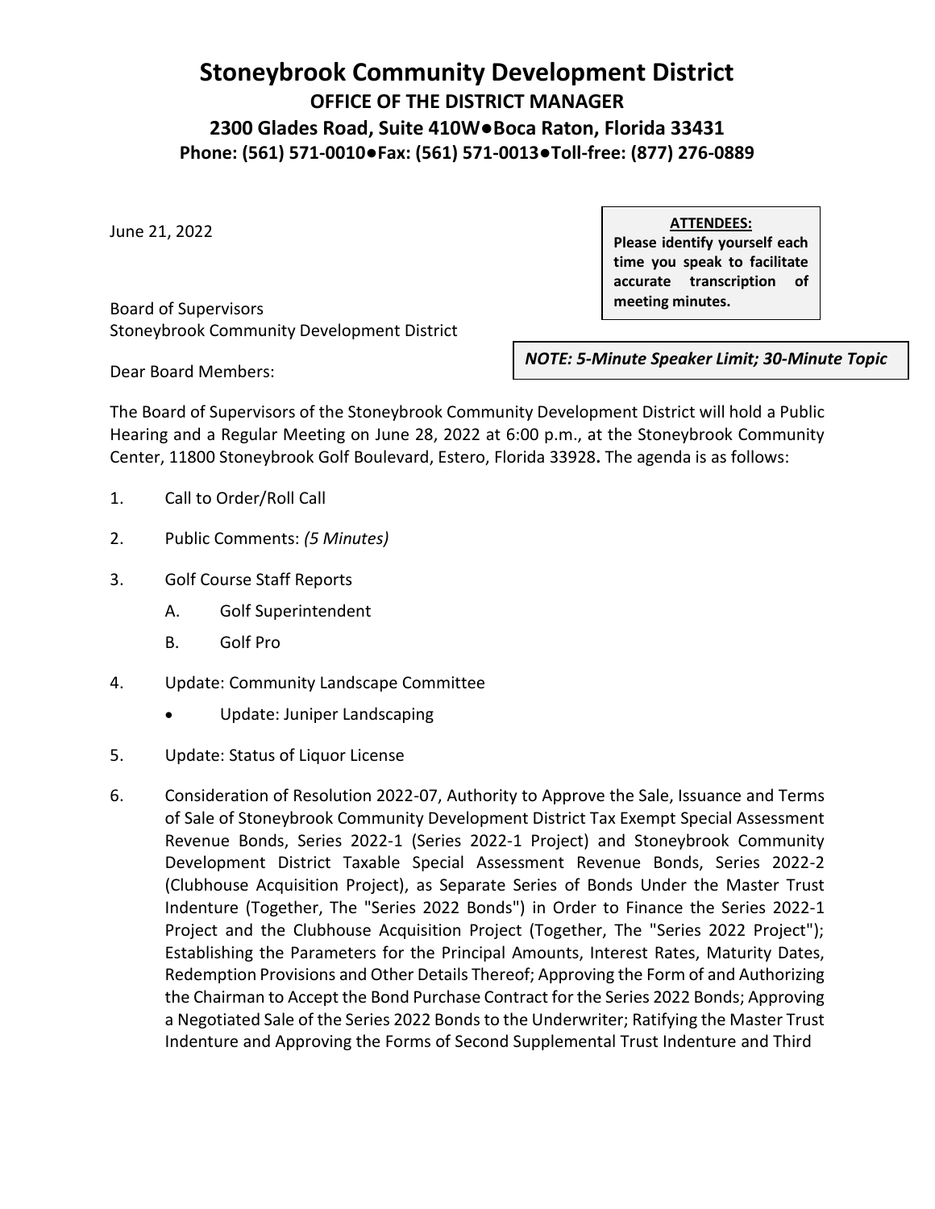# Stoneybrook Community Development District

**OFFICE OF THE DISTRICT MANAGER**

**2300 Glades Road, Suite 410W●Boca Raton, Florida 33431**

**Phone: (561) 571-0010●Fax: (561) 571-0013●Toll-free: (877) 276-0889**

June 21, 2022

**ATTENDEES:**
**Please identify yourself each time you speak to facilitate accurate transcription of meeting minutes.**

Board of Supervisors
Stoneybrook Community Development District

***NOTE: 5-Minute Speaker Limit; 30-Minute Topic***

Dear Board Members:

The Board of Supervisors of the Stoneybrook Community Development District will hold a Public Hearing and a Regular Meeting on June 28, 2022 at 6:00 p.m., at the Stoneybrook Community Center, 11800 Stoneybrook Golf Boulevard, Estero, Florida 33928**.** The agenda is as follows:

1. Call to Order/Roll Call

2. Public Comments: *(5 Minutes)*

3. Golf Course Staff Reports

   A. Golf Superintendent

   B. Golf Pro

4. Update: Community Landscape Committee

   - Update: Juniper Landscaping

5. Update: Status of Liquor License

6. Consideration of Resolution 2022-07, Authority to Approve the Sale, Issuance and Terms of Sale of Stoneybrook Community Development District Tax Exempt Special Assessment Revenue Bonds, Series 2022-1 (Series 2022-1 Project) and Stoneybrook Community Development District Taxable Special Assessment Revenue Bonds, Series 2022-2 (Clubhouse Acquisition Project), as Separate Series of Bonds Under the Master Trust Indenture (Together, The "Series 2022 Bonds") in Order to Finance the Series 2022-1 Project and the Clubhouse Acquisition Project (Together, The "Series 2022 Project"); Establishing the Parameters for the Principal Amounts, Interest Rates, Maturity Dates, Redemption Provisions and Other Details Thereof; Approving the Form of and Authorizing the Chairman to Accept the Bond Purchase Contract for the Series 2022 Bonds; Approving a Negotiated Sale of the Series 2022 Bonds to the Underwriter; Ratifying the Master Trust Indenture and Approving the Forms of Second Supplemental Trust Indenture and Third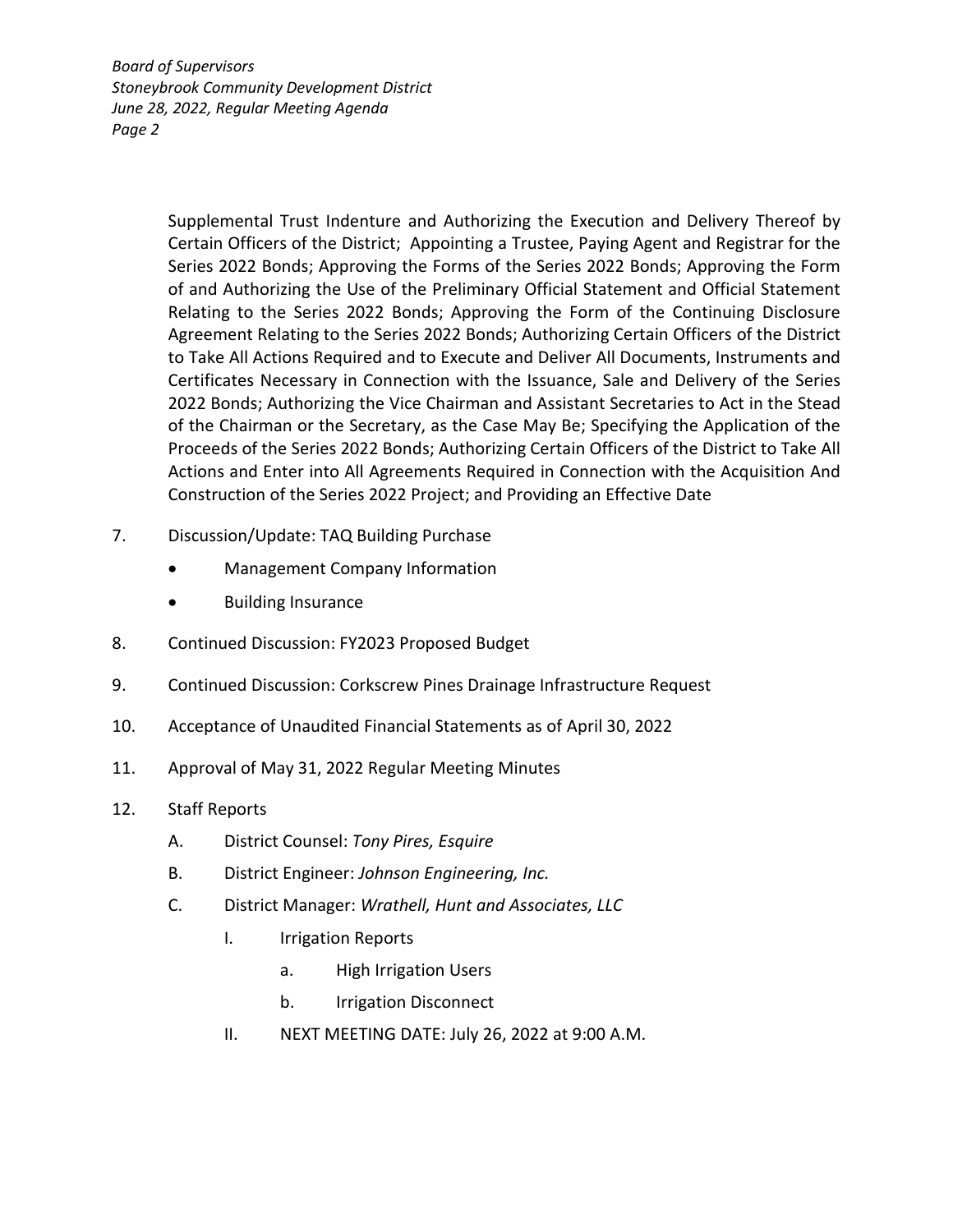Supplemental Trust Indenture and Authorizing the Execution and Delivery Thereof by Certain Officers of the District; Appointing a Trustee, Paying Agent and Registrar for the Series 2022 Bonds; Approving the Forms of the Series 2022 Bonds; Approving the Form of and Authorizing the Use of the Preliminary Official Statement and Official Statement Relating to the Series 2022 Bonds; Approving the Form of the Continuing Disclosure Agreement Relating to the Series 2022 Bonds; Authorizing Certain Officers of the District to Take All Actions Required and to Execute and Deliver All Documents, Instruments and Certificates Necessary in Connection with the Issuance, Sale and Delivery of the Series 2022 Bonds; Authorizing the Vice Chairman and Assistant Secretaries to Act in the Stead of the Chairman or the Secretary, as the Case May Be; Specifying the Application of the Proceeds of the Series 2022 Bonds; Authorizing Certain Officers of the District to Take All Actions and Enter into All Agreements Required in Connection with the Acquisition And Construction of the Series 2022 Project; and Providing an Effective Date

7. Discussion/Update: TAQ Building Purchase
   - Management Company Information
   - Building Insurance
8. Continued Discussion: FY2023 Proposed Budget
9. Continued Discussion: Corkscrew Pines Drainage Infrastructure Request
10. Acceptance of Unaudited Financial Statements as of April 30, 2022
11. Approval of May 31, 2022 Regular Meeting Minutes
12. Staff Reports
    - A. District Counsel: *Tony Pires, Esquire*
    - B. District Engineer: *Johnson Engineering, Inc.*
    - C. District Manager: *Wrathell, Hunt and Associates, LLC*
        - I. Irrigation Reports
            - a. High Irrigation Users
            - b. Irrigation Disconnect
        - II. NEXT MEETING DATE: July 26, 2022 at 9:00 A.M.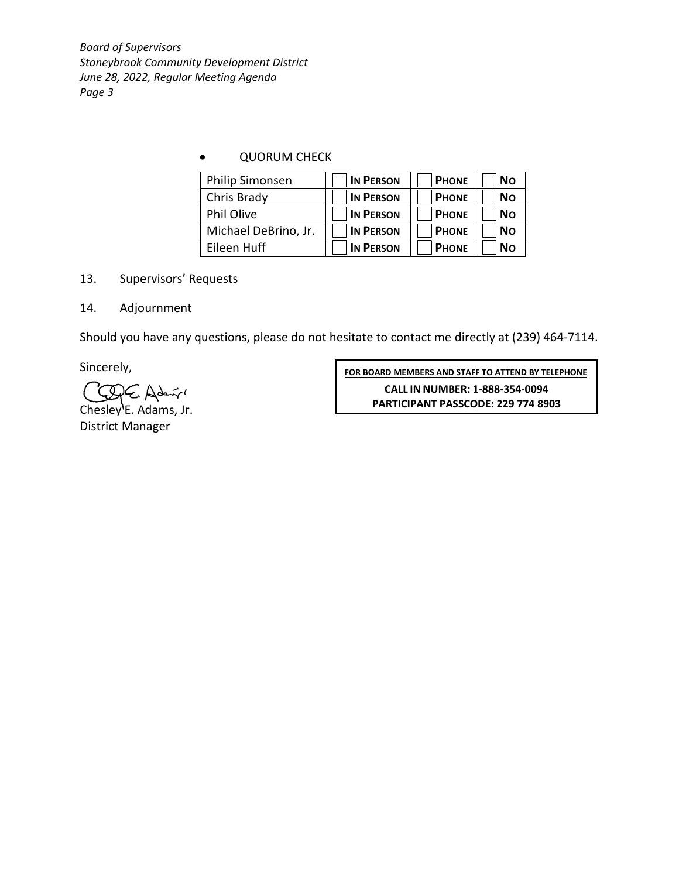- QUORUM CHECK

| | | | |
|---|---|---|---|
| Philip Simonsen | ☐ **IN PERSON** | ☐ **PHONE** | ☐ **NO** |
| Chris Brady | ☐ **IN PERSON** | ☐ **PHONE** | ☐ **NO** |
| Phil Olive | ☐ **IN PERSON** | ☐ **PHONE** | ☐ **NO** |
| Michael DeBrino, Jr. | ☐ **IN PERSON** | ☐ **PHONE** | ☐ **NO** |
| Eileen Huff | ☐ **IN PERSON** | ☐ **PHONE** | ☐ **NO** |

13. Supervisors' Requests

14. Adjournment

Should you have any questions, please do not hesitate to contact me directly at (239) 464-7114.

Sincerely,

Chesley E. Adams, Jr.
District Manager

**FOR BOARD MEMBERS AND STAFF TO ATTEND BY TELEPHONE**

**CALL IN NUMBER: 1-888-354-0094**
**PARTICIPANT PASSCODE: 229 774 8903**